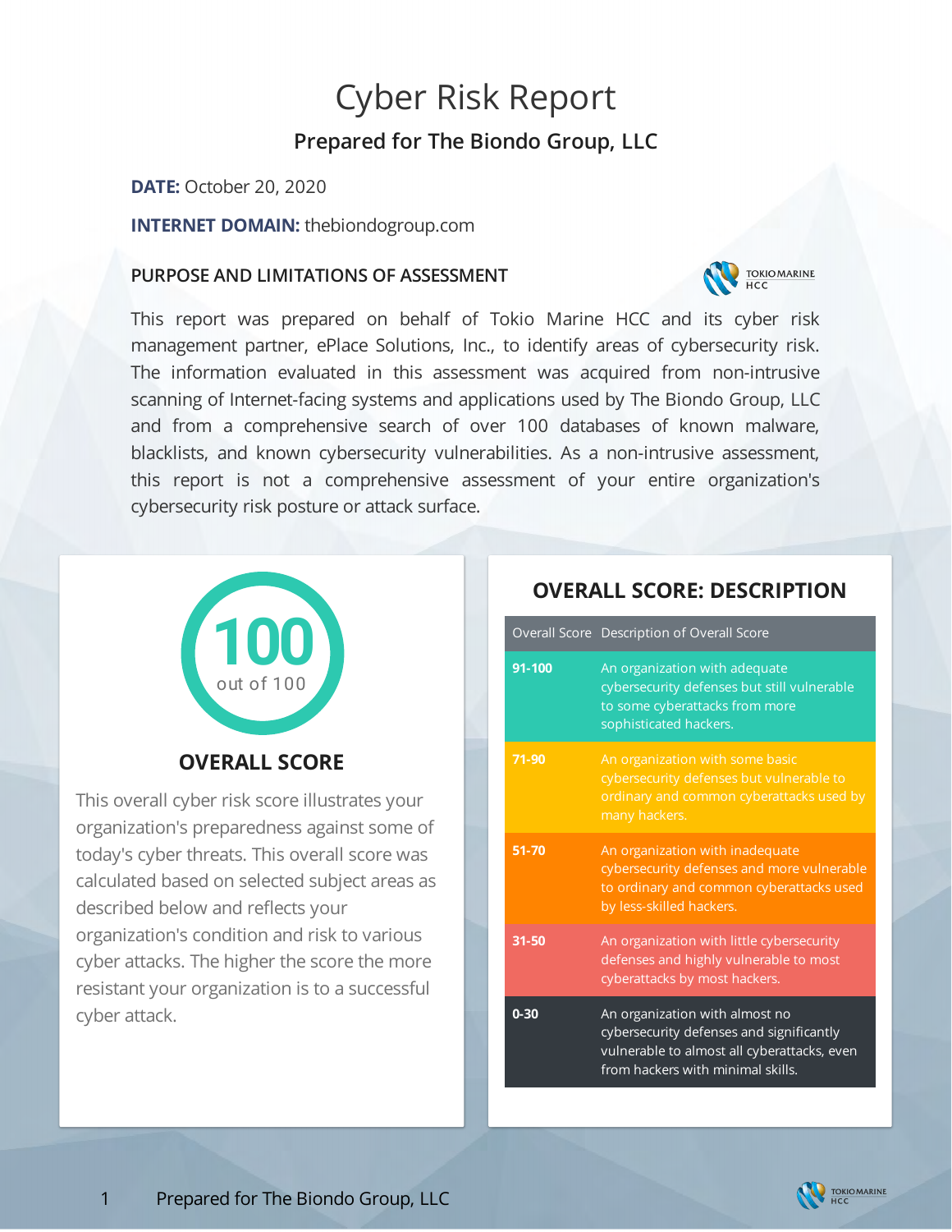# Cyber Risk Report

## Prepared for The Biondo Group, LLC

**DATE:** October 20, 2020

**INTERNET DOMAIN:** thebiondogroup.com

### PURPOSE AND LIMITATIONS OF ASSESSMENT

This report was prepared on behalf of Tokio Marine HCC and its cyber risk management partner, ePlace Solutions, Inc., to identify areas of cybersecurity risk. The information evaluated in this assessment was acquired from non-intrusive scanning of Internet-facing systems and applications used by The Biondo Group, LLC and from a comprehensive search of over 100 databases of known malware, blacklists, and known cybersecurity vulnerabilities. As a non-intrusive assessment, this report is not a comprehensive assessment of your entire organization's cybersecurity risk posture or attack surface.

**100** out of 100

### OVERALL SCORE

This overall cyber risk score illustrates your organization's preparedness against some of today's cyber threats. This overall score was calculated based on selected subject areas as described below and reflects your organization's condition and risk to various cyber attacks. The higher the score the more resistant your organization is to a successful cyber attack.

### OVERALL SCORE: DESCRIPTION

| Overall Score | Description of Overall Score |
|---|---|
| **91-100** | An organization with adequate cybersecurity defenses but still vulnerable to some cyberattacks from more sophisticated hackers. |
| **71-90** | An organization with some basic cybersecurity defenses but vulnerable to ordinary and common cyberattacks used by many hackers. |
| **51-70** | An organization with inadequate cybersecurity defenses and more vulnerable to ordinary and common cyberattacks used by less-skilled hackers. |
| **31-50** | An organization with little cybersecurity defenses and highly vulnerable to most cyberattacks by most hackers. |
| **0-30** | An organization with almost no cybersecurity defenses and significantly vulnerable to almost all cyberattacks, even from hackers with minimal skills. |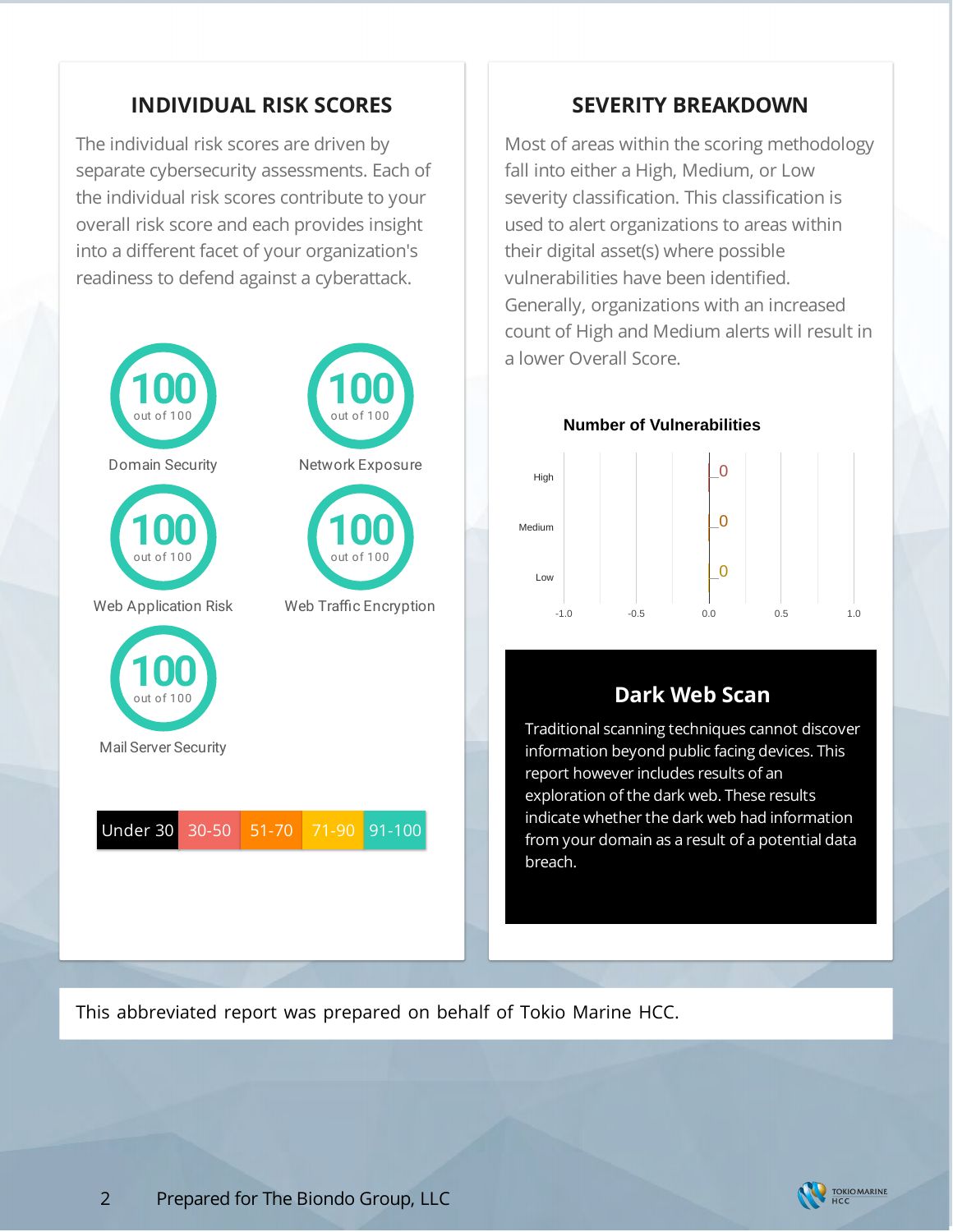## INDIVIDUAL RISK SCORES

The individual risk scores are driven by separate cybersecurity assessments. Each of the individual risk scores contribute to your overall risk score and each provides insight into a different facet of your organization's readiness to defend against a cyberattack.

100
out of 100
Domain Security

100
out of 100
Network Exposure

100
out of 100
Web Application Risk

100
out of 100
Web Traffic Encryption

100
out of 100
Mail Server Security

Under 30 | 30-50 | 51-70 | 71-90 | 91-100

## SEVERITY BREAKDOWN

Most of areas within the scoring methodology fall into either a High, Medium, or Low severity classification. This classification is used to alert organizations to areas within their digital asset(s) where possible vulnerabilities have been identified. Generally, organizations with an increased count of High and Medium alerts will result in a lower Overall Score.

**Number of Vulnerabilities**

High 0
Medium 0
Low 0

-1.0 -0.5 0.0 0.5 1.0

### Dark Web Scan

Traditional scanning techniques cannot discover information beyond public facing devices. This report however includes results of an exploration of the dark web. These results indicate whether the dark web had information from your domain as a result of a potential data breach.

This abbreviated report was prepared on behalf of Tokio Marine HCC.

Prepared for The Biondo Group, LLC